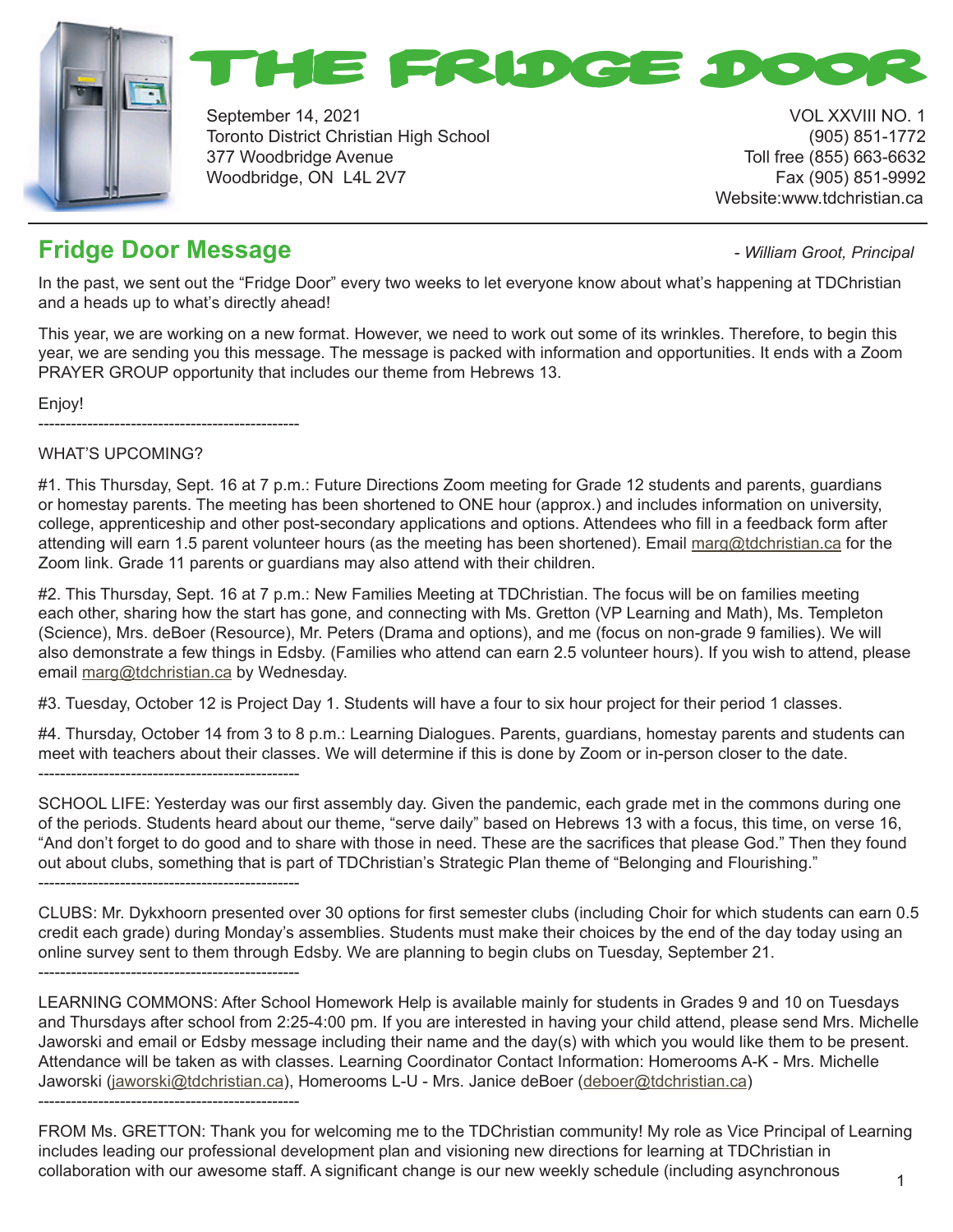# THE FRIDGE DOOR

September 14, 2021
Toronto District Christian High School
377 Woodbridge Avenue
Woodbridge, ON L4L 2V7

VOL XXVIII NO. 1
(905) 851-1772
Toll free (855) 663-6632
Fax (905) 851-9992
Website:www.tdchristian.ca

## Fridge Door Message

*- William Groot, Principal*

In the past, we sent out the "Fridge Door" every two weeks to let everyone know about what's happening at TDChristian and a heads up to what's directly ahead!

This year, we are working on a new format. However, we need to work out some of its wrinkles. Therefore, to begin this year, we are sending you this message. The message is packed with information and opportunities. It ends with a Zoom PRAYER GROUP opportunity that includes our theme from Hebrews 13.

Enjoy!

------------------------------------------------

WHAT'S UPCOMING?

#1. This Thursday, Sept. 16 at 7 p.m.: Future Directions Zoom meeting for Grade 12 students and parents, guardians or homestay parents. The meeting has been shortened to ONE hour (approx.) and includes information on university, college, apprenticeship and other post-secondary applications and options. Attendees who fill in a feedback form after attending will earn 1.5 parent volunteer hours (as the meeting has been shortened). Email marg@tdchristian.ca for the Zoom link. Grade 11 parents or guardians may also attend with their children.

#2. This Thursday, Sept. 16 at 7 p.m.: New Families Meeting at TDChristian. The focus will be on families meeting each other, sharing how the start has gone, and connecting with Ms. Gretton (VP Learning and Math), Ms. Templeton (Science), Mrs. deBoer (Resource), Mr. Peters (Drama and options), and me (focus on non-grade 9 families). We will also demonstrate a few things in Edsby. (Families who attend can earn 2.5 volunteer hours). If you wish to attend, please email marg@tdchristian.ca by Wednesday.

#3. Tuesday, October 12 is Project Day 1. Students will have a four to six hour project for their period 1 classes.

#4. Thursday, October 14 from 3 to 8 p.m.: Learning Dialogues. Parents, guardians, homestay parents and students can meet with teachers about their classes. We will determine if this is done by Zoom or in-person closer to the date.

------------------------------------------------

SCHOOL LIFE: Yesterday was our first assembly day. Given the pandemic, each grade met in the commons during one of the periods. Students heard about our theme, "serve daily" based on Hebrews 13 with a focus, this time, on verse 16, "And don't forget to do good and to share with those in need. These are the sacrifices that please God." Then they found out about clubs, something that is part of TDChristian's Strategic Plan theme of "Belonging and Flourishing."

------------------------------------------------

CLUBS: Mr. Dykxhoorn presented over 30 options for first semester clubs (including Choir for which students can earn 0.5 credit each grade) during Monday's assemblies. Students must make their choices by the end of the day today using an online survey sent to them through Edsby. We are planning to begin clubs on Tuesday, September 21.

------------------------------------------------

LEARNING COMMONS: After School Homework Help is available mainly for students in Grades 9 and 10 on Tuesdays and Thursdays after school from 2:25-4:00 pm. If you are interested in having your child attend, please send Mrs. Michelle Jaworski and email or Edsby message including their name and the day(s) with which you would like them to be present. Attendance will be taken as with classes. Learning Coordinator Contact Information: Homerooms A-K - Mrs. Michelle Jaworski (jaworski@tdchristian.ca), Homerooms L-U - Mrs. Janice deBoer (deboer@tdchristian.ca)

------------------------------------------------

FROM Ms. GRETTON: Thank you for welcoming me to the TDChristian community! My role as Vice Principal of Learning includes leading our professional development plan and visioning new directions for learning at TDChristian in collaboration with our awesome staff. A significant change is our new weekly schedule (including asynchronous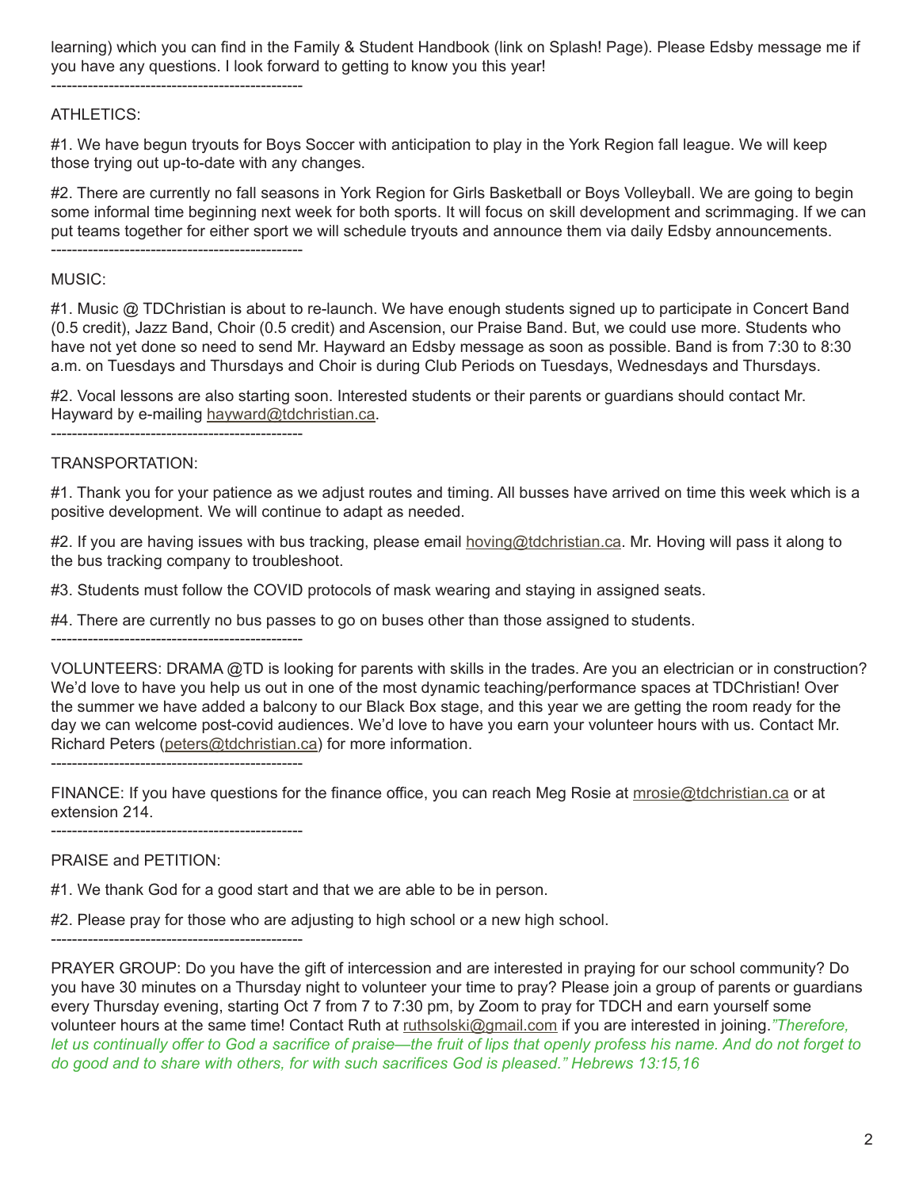learning) which you can find in the Family & Student Handbook (link on Splash! Page). Please Edsby message me if you have any questions. I look forward to getting to know you this year!

------------------------------------------------

ATHLETICS:

#1. We have begun tryouts for Boys Soccer with anticipation to play in the York Region fall league. We will keep those trying out up-to-date with any changes.

#2. There are currently no fall seasons in York Region for Girls Basketball or Boys Volleyball. We are going to begin some informal time beginning next week for both sports. It will focus on skill development and scrimmaging. If we can put teams together for either sport we will schedule tryouts and announce them via daily Edsby announcements.

------------------------------------------------

MUSIC:

#1. Music @ TDChristian is about to re-launch. We have enough students signed up to participate in Concert Band (0.5 credit), Jazz Band, Choir (0.5 credit) and Ascension, our Praise Band. But, we could use more. Students who have not yet done so need to send Mr. Hayward an Edsby message as soon as possible. Band is from 7:30 to 8:30 a.m. on Tuesdays and Thursdays and Choir is during Club Periods on Tuesdays, Wednesdays and Thursdays.

#2. Vocal lessons are also starting soon. Interested students or their parents or guardians should contact Mr. Hayward by e-mailing hayward@tdchristian.ca.

------------------------------------------------

TRANSPORTATION:

#1. Thank you for your patience as we adjust routes and timing. All busses have arrived on time this week which is a positive development. We will continue to adapt as needed.

#2. If you are having issues with bus tracking, please email hoving@tdchristian.ca. Mr. Hoving will pass it along to the bus tracking company to troubleshoot.

#3. Students must follow the COVID protocols of mask wearing and staying in assigned seats.

#4. There are currently no bus passes to go on buses other than those assigned to students.

------------------------------------------------

VOLUNTEERS: DRAMA @TD is looking for parents with skills in the trades. Are you an electrician or in construction? We'd love to have you help us out in one of the most dynamic teaching/performance spaces at TDChristian! Over the summer we have added a balcony to our Black Box stage, and this year we are getting the room ready for the day we can welcome post-covid audiences. We'd love to have you earn your volunteer hours with us. Contact Mr. Richard Peters (peters@tdchristian.ca) for more information.

------------------------------------------------

FINANCE: If you have questions for the finance office, you can reach Meg Rosie at mrosie@tdchristian.ca or at extension 214.

------------------------------------------------

PRAISE and PETITION:

#1. We thank God for a good start and that we are able to be in person.

#2. Please pray for those who are adjusting to high school or a new high school.

------------------------------------------------

PRAYER GROUP: Do you have the gift of intercession and are interested in praying for our school community? Do you have 30 minutes on a Thursday night to volunteer your time to pray? Please join a group of parents or guardians every Thursday evening, starting Oct 7 from 7 to 7:30 pm, by Zoom to pray for TDCH and earn yourself some volunteer hours at the same time! Contact Ruth at ruthsolski@gmail.com if you are interested in joining. *"Therefore, let us continually offer to God a sacrifice of praise—the fruit of lips that openly profess his name. And do not forget to do good and to share with others, for with such sacrifices God is pleased." Hebrews 13:15,16*